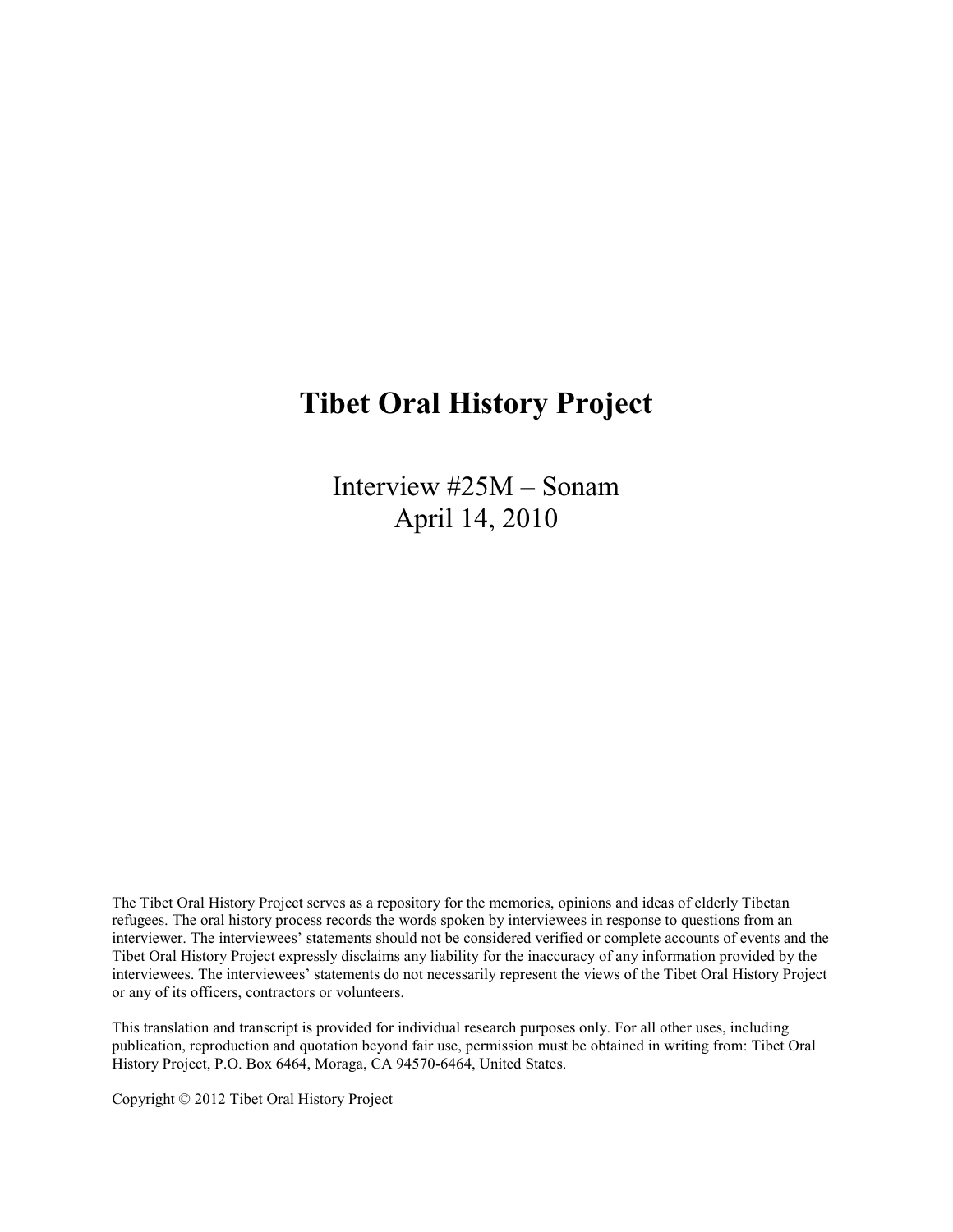# Tibet Oral History Project

Interview #25M – Sonam
April 14, 2010

The Tibet Oral History Project serves as a repository for the memories, opinions and ideas of elderly Tibetan refugees. The oral history process records the words spoken by interviewees in response to questions from an interviewer. The interviewees' statements should not be considered verified or complete accounts of events and the Tibet Oral History Project expressly disclaims any liability for the inaccuracy of any information provided by the interviewees. The interviewees' statements do not necessarily represent the views of the Tibet Oral History Project or any of its officers, contractors or volunteers.

This translation and transcript is provided for individual research purposes only. For all other uses, including publication, reproduction and quotation beyond fair use, permission must be obtained in writing from: Tibet Oral History Project, P.O. Box 6464, Moraga, CA 94570-6464, United States.

Copyright © 2012 Tibet Oral History Project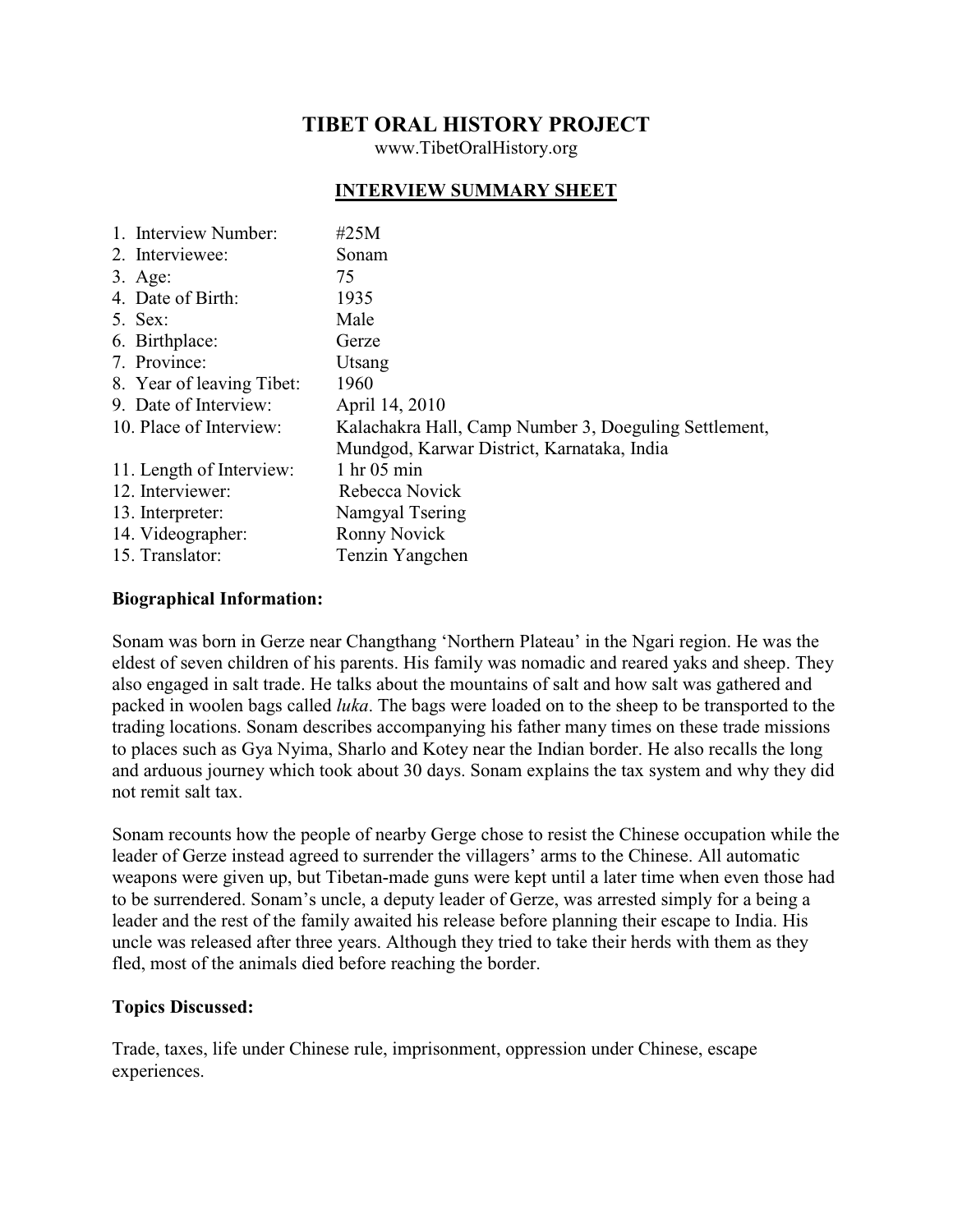# TIBET ORAL HISTORY PROJECT

www.TibetOralHistory.org

## INTERVIEW SUMMARY SHEET

1. Interview Number: #25M
2. Interviewee: Sonam
3. Age: 75
4. Date of Birth: 1935
5. Sex: Male
6. Birthplace: Gerze
7. Province: Utsang
8. Year of leaving Tibet: 1960
9. Date of Interview: April 14, 2010
10. Place of Interview: Kalachakra Hall, Camp Number 3, Doeguling Settlement, Mundgod, Karwar District, Karnataka, India
11. Length of Interview: 1 hr 05 min
12. Interviewer: Rebecca Novick
13. Interpreter: Namgyal Tsering
14. Videographer: Ronny Novick
15. Translator: Tenzin Yangchen

**Biographical Information:**

Sonam was born in Gerze near Changthang 'Northern Plateau' in the Ngari region. He was the eldest of seven children of his parents. His family was nomadic and reared yaks and sheep. They also engaged in salt trade. He talks about the mountains of salt and how salt was gathered and packed in woolen bags called *luka*. The bags were loaded on to the sheep to be transported to the trading locations. Sonam describes accompanying his father many times on these trade missions to places such as Gya Nyima, Sharlo and Kotey near the Indian border. He also recalls the long and arduous journey which took about 30 days. Sonam explains the tax system and why they did not remit salt tax.

Sonam recounts how the people of nearby Gerge chose to resist the Chinese occupation while the leader of Gerze instead agreed to surrender the villagers' arms to the Chinese. All automatic weapons were given up, but Tibetan-made guns were kept until a later time when even those had to be surrendered. Sonam's uncle, a deputy leader of Gerze, was arrested simply for a being a leader and the rest of the family awaited his release before planning their escape to India. His uncle was released after three years. Although they tried to take their herds with them as they fled, most of the animals died before reaching the border.

**Topics Discussed:**

Trade, taxes, life under Chinese rule, imprisonment, oppression under Chinese, escape experiences.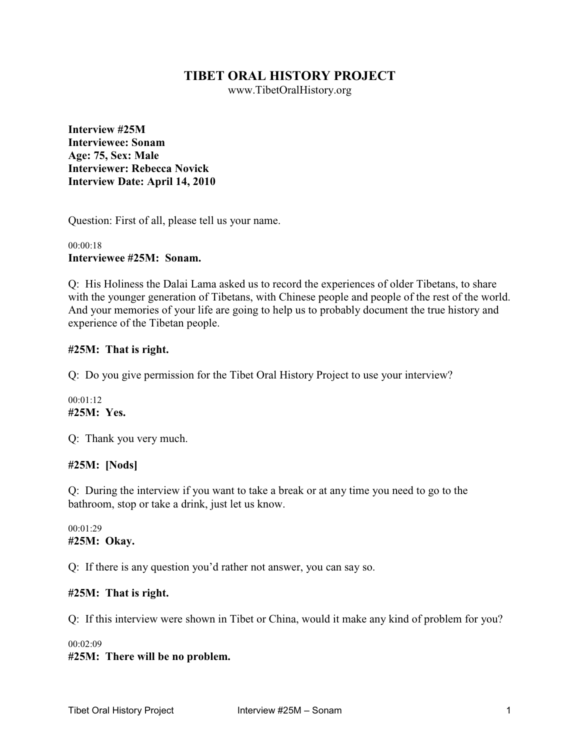# TIBET ORAL HISTORY PROJECT

www.TibetOralHistory.org

**Interview #25M**
**Interviewee: Sonam**
**Age: 75, Sex: Male**
**Interviewer: Rebecca Novick**
**Interview Date: April 14, 2010**

Question: First of all, please tell us your name.

00:00:18
**Interviewee #25M: Sonam.**

Q: His Holiness the Dalai Lama asked us to record the experiences of older Tibetans, to share with the younger generation of Tibetans, with Chinese people and people of the rest of the world. And your memories of your life are going to help us to probably document the true history and experience of the Tibetan people.

**#25M: That is right.**

Q: Do you give permission for the Tibet Oral History Project to use your interview?

00:01:12
**#25M: Yes.**

Q: Thank you very much.

**#25M: [Nods]**

Q: During the interview if you want to take a break or at any time you need to go to the bathroom, stop or take a drink, just let us know.

00:01:29
**#25M: Okay.**

Q: If there is any question you'd rather not answer, you can say so.

**#25M: That is right.**

Q: If this interview were shown in Tibet or China, would it make any kind of problem for you?

00:02:09
**#25M: There will be no problem.**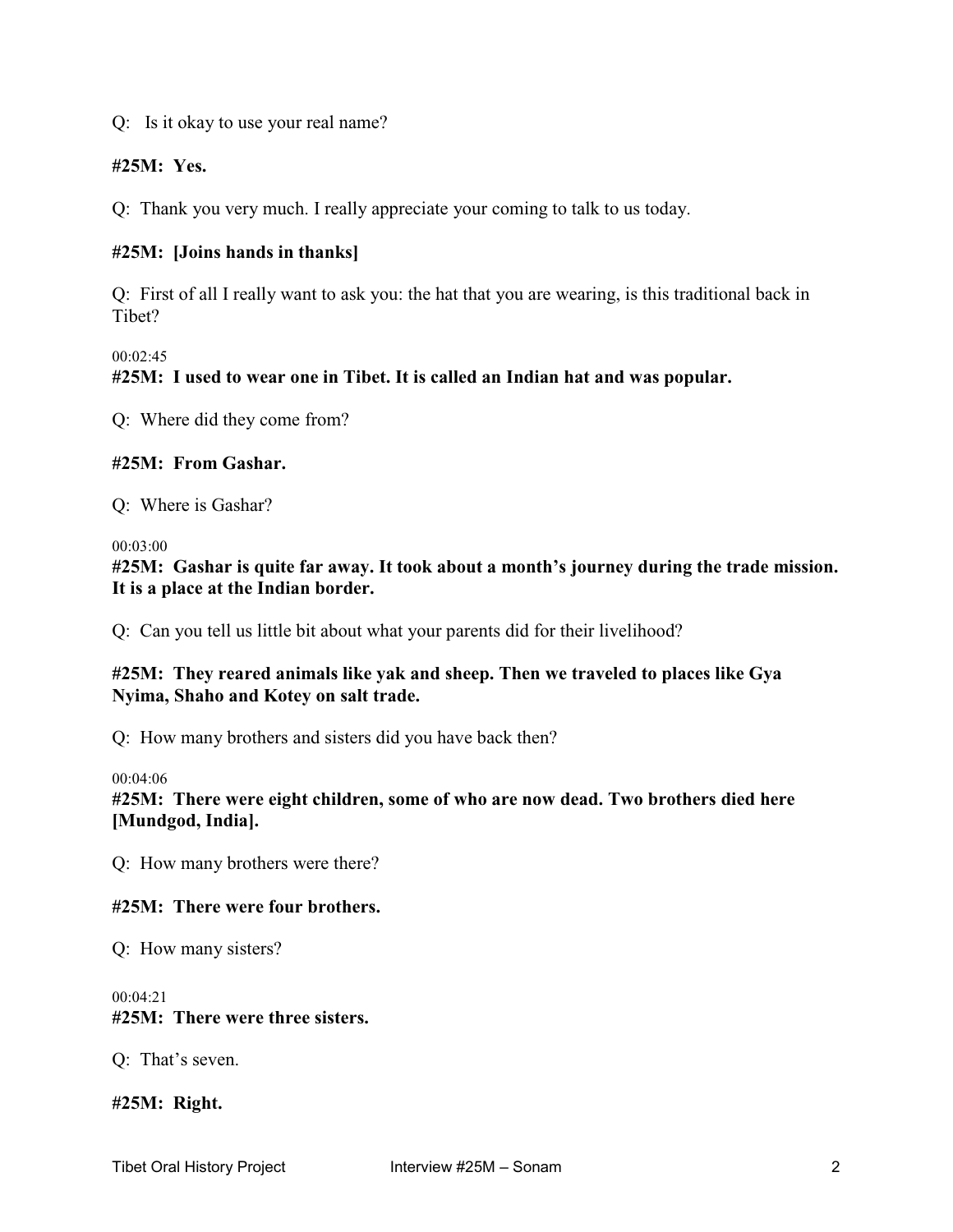Q: Is it okay to use your real name?

**#25M: Yes.**

Q: Thank you very much. I really appreciate your coming to talk to us today.

**#25M: [Joins hands in thanks]**

Q: First of all I really want to ask you: the hat that you are wearing, is this traditional back in Tibet?

00:02:45

**#25M: I used to wear one in Tibet. It is called an Indian hat and was popular.**

Q: Where did they come from?

**#25M: From Gashar.**

Q: Where is Gashar?

00:03:00

**#25M: Gashar is quite far away. It took about a month's journey during the trade mission. It is a place at the Indian border.**

Q: Can you tell us little bit about what your parents did for their livelihood?

**#25M: They reared animals like yak and sheep. Then we traveled to places like Gya Nyima, Shaho and Kotey on salt trade.**

Q: How many brothers and sisters did you have back then?

00:04:06

**#25M: There were eight children, some of who are now dead. Two brothers died here [Mundgod, India].**

Q: How many brothers were there?

**#25M: There were four brothers.**

Q: How many sisters?

00:04:21

**#25M: There were three sisters.**

Q: That's seven.

**#25M: Right.**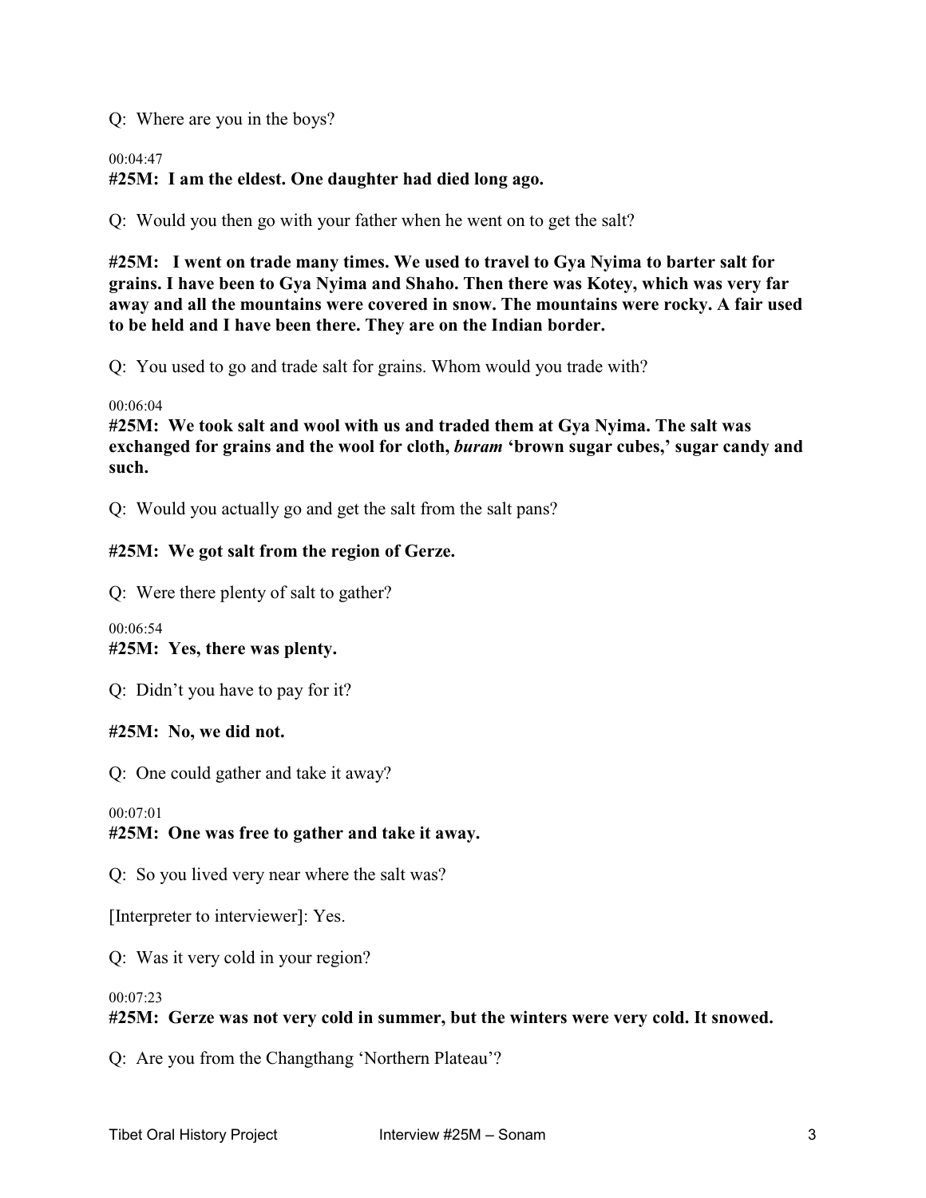Q: Where are you in the boys?

00:04:47

**#25M: I am the eldest. One daughter had died long ago.**

Q: Would you then go with your father when he went on to get the salt?

**#25M: I went on trade many times. We used to travel to Gya Nyima to barter salt for grains. I have been to Gya Nyima and Shaho. Then there was Kotey, which was very far away and all the mountains were covered in snow. The mountains were rocky. A fair used to be held and I have been there. They are on the Indian border.**

Q: You used to go and trade salt for grains. Whom would you trade with?

00:06:04

**#25M: We took salt and wool with us and traded them at Gya Nyima. The salt was exchanged for grains and the wool for cloth, *buram* 'brown sugar cubes,' sugar candy and such.**

Q: Would you actually go and get the salt from the salt pans?

**#25M: We got salt from the region of Gerze.**

Q: Were there plenty of salt to gather?

00:06:54

**#25M: Yes, there was plenty.**

Q: Didn't you have to pay for it?

**#25M: No, we did not.**

Q: One could gather and take it away?

00:07:01

**#25M: One was free to gather and take it away.**

Q: So you lived very near where the salt was?

[Interpreter to interviewer]: Yes.

Q: Was it very cold in your region?

00:07:23

**#25M: Gerze was not very cold in summer, but the winters were very cold. It snowed.**

Q: Are you from the Changthang 'Northern Plateau'?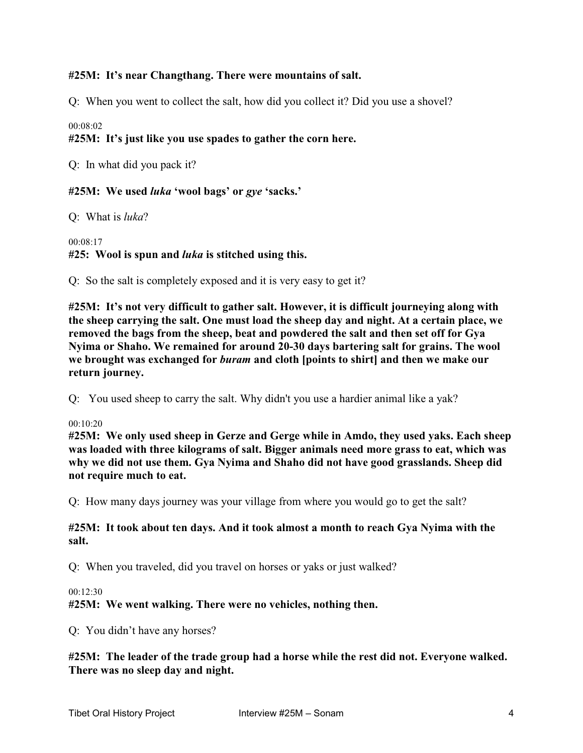**#25M: It's near Changthang. There were mountains of salt.**

Q: When you went to collect the salt, how did you collect it? Did you use a shovel?

00:08:02

**#25M: It's just like you use spades to gather the corn here.**

Q: In what did you pack it?

**#25M: We used *luka* 'wool bags' or *gye* 'sacks.'**

Q: What is *luka*?

00:08:17

**#25: Wool is spun and *luka* is stitched using this.**

Q: So the salt is completely exposed and it is very easy to get it?

**#25M: It's not very difficult to gather salt. However, it is difficult journeying along with the sheep carrying the salt. One must load the sheep day and night. At a certain place, we removed the bags from the sheep, beat and powdered the salt and then set off for Gya Nyima or Shaho. We remained for around 20-30 days bartering salt for grains. The wool we brought was exchanged for *buram* and cloth [points to shirt] and then we make our return journey.**

Q: You used sheep to carry the salt. Why didn't you use a hardier animal like a yak?

00:10:20

**#25M: We only used sheep in Gerze and Gerge while in Amdo, they used yaks. Each sheep was loaded with three kilograms of salt. Bigger animals need more grass to eat, which was why we did not use them. Gya Nyima and Shaho did not have good grasslands. Sheep did not require much to eat.**

Q: How many days journey was your village from where you would go to get the salt?

**#25M: It took about ten days. And it took almost a month to reach Gya Nyima with the salt.**

Q: When you traveled, did you travel on horses or yaks or just walked?

00:12:30

**#25M: We went walking. There were no vehicles, nothing then.**

Q: You didn't have any horses?

**#25M: The leader of the trade group had a horse while the rest did not. Everyone walked. There was no sleep day and night.**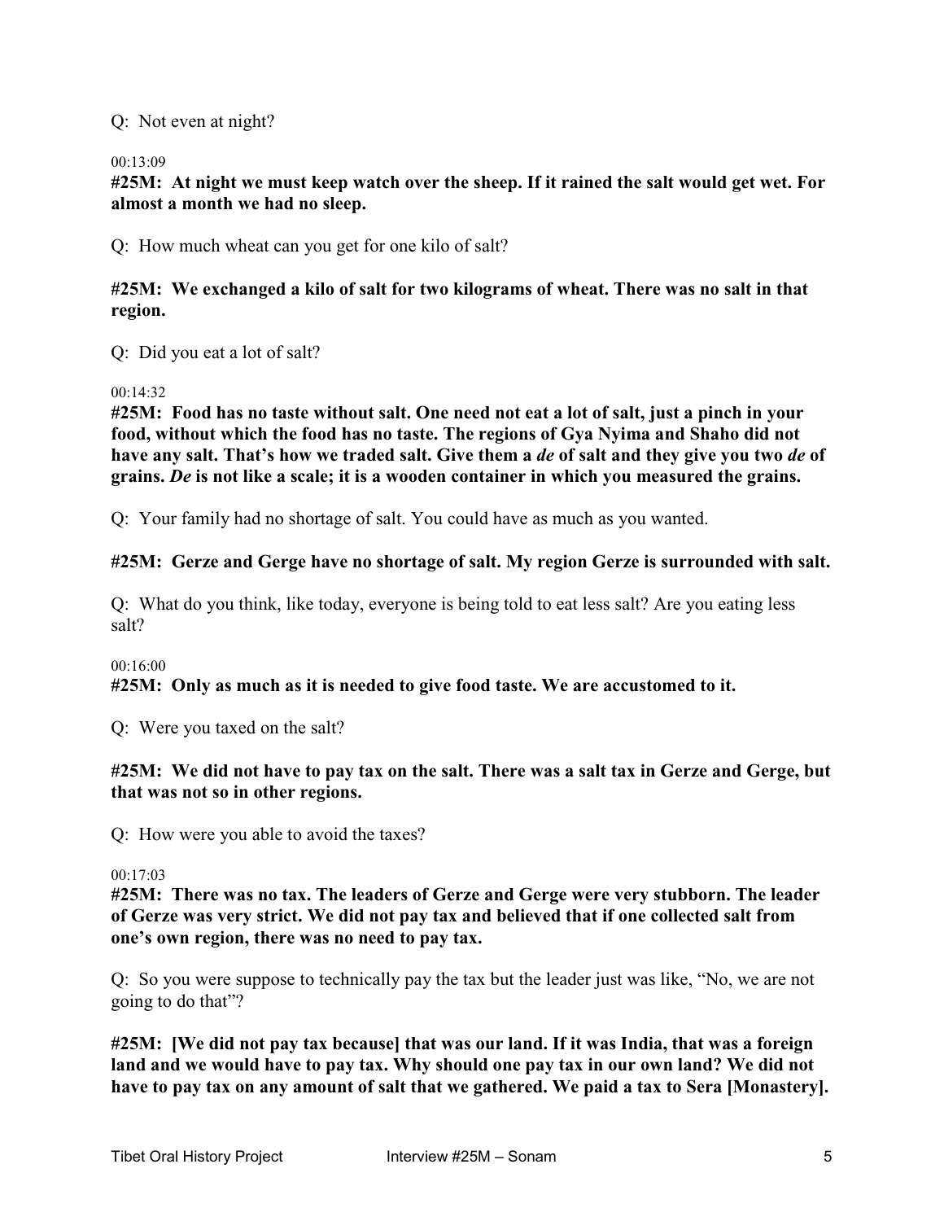Q: Not even at night?

00:13:09

**#25M: At night we must keep watch over the sheep. If it rained the salt would get wet. For almost a month we had no sleep.**

Q: How much wheat can you get for one kilo of salt?

**#25M: We exchanged a kilo of salt for two kilograms of wheat. There was no salt in that region.**

Q: Did you eat a lot of salt?

00:14:32

**#25M: Food has no taste without salt. One need not eat a lot of salt, just a pinch in your food, without which the food has no taste. The regions of Gya Nyima and Shaho did not have any salt. That's how we traded salt. Give them a *de* of salt and they give you two *de* of grains. *De* is not like a scale; it is a wooden container in which you measured the grains.**

Q: Your family had no shortage of salt. You could have as much as you wanted.

**#25M: Gerze and Gerge have no shortage of salt. My region Gerze is surrounded with salt.**

Q: What do you think, like today, everyone is being told to eat less salt? Are you eating less salt?

00:16:00

**#25M: Only as much as it is needed to give food taste. We are accustomed to it.**

Q: Were you taxed on the salt?

**#25M: We did not have to pay tax on the salt. There was a salt tax in Gerze and Gerge, but that was not so in other regions.**

Q: How were you able to avoid the taxes?

00:17:03

**#25M: There was no tax. The leaders of Gerze and Gerge were very stubborn. The leader of Gerze was very strict. We did not pay tax and believed that if one collected salt from one's own region, there was no need to pay tax.**

Q: So you were suppose to technically pay the tax but the leader just was like, "No, we are not going to do that"?

**#25M: [We did not pay tax because] that was our land. If it was India, that was a foreign land and we would have to pay tax. Why should one pay tax in our own land? We did not have to pay tax on any amount of salt that we gathered. We paid a tax to Sera [Monastery].**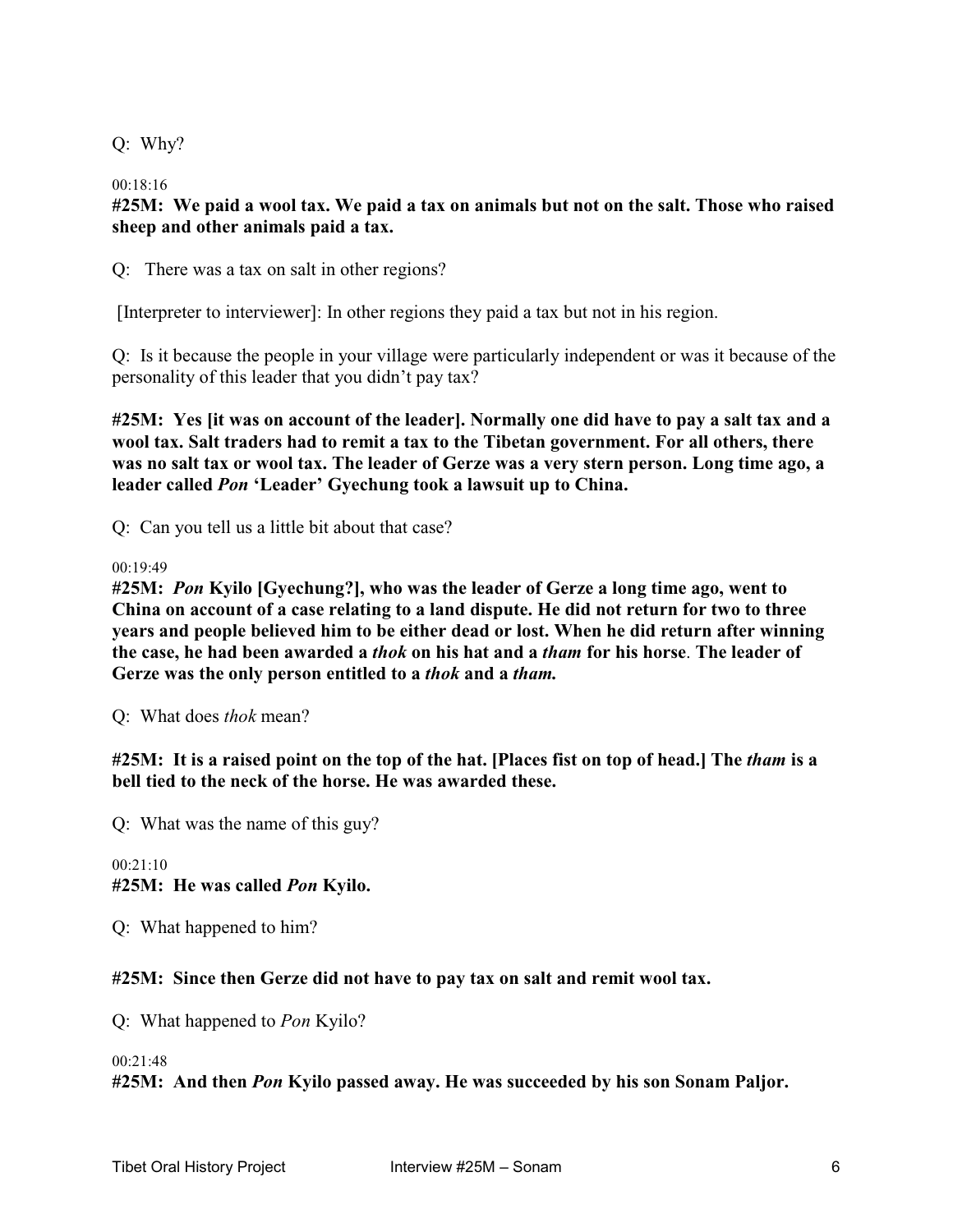Q: Why?

00:18:16

**#25M: We paid a wool tax. We paid a tax on animals but not on the salt. Those who raised sheep and other animals paid a tax.**

Q: There was a tax on salt in other regions?

[Interpreter to interviewer]: In other regions they paid a tax but not in his region.

Q: Is it because the people in your village were particularly independent or was it because of the personality of this leader that you didn't pay tax?

**#25M: Yes [it was on account of the leader]. Normally one did have to pay a salt tax and a wool tax. Salt traders had to remit a tax to the Tibetan government. For all others, there was no salt tax or wool tax. The leader of Gerze was a very stern person. Long time ago, a leader called *Pon* 'Leader' Gyechung took a lawsuit up to China.**

Q: Can you tell us a little bit about that case?

00:19:49

**#25M: *Pon* Kyilo [Gyechung?], who was the leader of Gerze a long time ago, went to China on account of a case relating to a land dispute. He did not return for two to three years and people believed him to be either dead or lost. When he did return after winning the case, he had been awarded a *thok* on his hat and a *tham* for his horse. The leader of Gerze was the only person entitled to a *thok* and a *tham.***

Q: What does *thok* mean?

**#25M: It is a raised point on the top of the hat. [Places fist on top of head.] The *tham* is a bell tied to the neck of the horse. He was awarded these.**

Q: What was the name of this guy?

00:21:10

**#25M: He was called *Pon* Kyilo.**

Q: What happened to him?

**#25M: Since then Gerze did not have to pay tax on salt and remit wool tax.**

Q: What happened to *Pon* Kyilo?

00:21:48

**#25M: And then *Pon* Kyilo passed away. He was succeeded by his son Sonam Paljor.**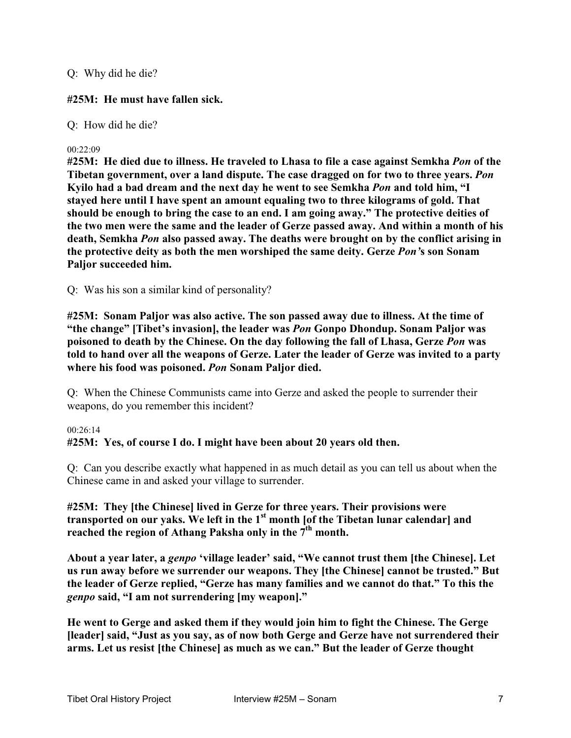Q: Why did he die?

**#25M: He must have fallen sick.**

Q: How did he die?

00:22:09

**#25M: He died due to illness. He traveled to Lhasa to file a case against Semkha *Pon* of the Tibetan government, over a land dispute. The case dragged on for two to three years. *Pon* Kyilo had a bad dream and the next day he went to see Semkha *Pon* and told him, "I stayed here until I have spent an amount equaling two to three kilograms of gold. That should be enough to bring the case to an end. I am going away." The protective deities of the two men were the same and the leader of Gerze passed away. And within a month of his death, Semkha *Pon* also passed away. The deaths were brought on by the conflict arising in the protective deity as both the men worshiped the same deity. Gerze *Pon'*s son Sonam Paljor succeeded him.**

Q: Was his son a similar kind of personality?

**#25M: Sonam Paljor was also active. The son passed away due to illness. At the time of "the change" [Tibet's invasion], the leader was *Pon* Gonpo Dhondup. Sonam Paljor was poisoned to death by the Chinese. On the day following the fall of Lhasa, Gerze *Pon* was told to hand over all the weapons of Gerze. Later the leader of Gerze was invited to a party where his food was poisoned. *Pon* Sonam Paljor died.**

Q: When the Chinese Communists came into Gerze and asked the people to surrender their weapons, do you remember this incident?

00:26:14

**#25M: Yes, of course I do. I might have been about 20 years old then.**

Q: Can you describe exactly what happened in as much detail as you can tell us about when the Chinese came in and asked your village to surrender.

**#25M: They [the Chinese] lived in Gerze for three years. Their provisions were transported on our yaks. We left in the 1st month [of the Tibetan lunar calendar] and reached the region of Athang Paksha only in the 7th month.**

**About a year later, a *genpo* 'village leader' said, "We cannot trust them [the Chinese]. Let us run away before we surrender our weapons. They [the Chinese] cannot be trusted." But the leader of Gerze replied, "Gerze has many families and we cannot do that." To this the *genpo* said, "I am not surrendering [my weapon]."**

**He went to Gerge and asked them if they would join him to fight the Chinese. The Gerge [leader] said, "Just as you say, as of now both Gerge and Gerze have not surrendered their arms. Let us resist [the Chinese] as much as we can." But the leader of Gerze thought**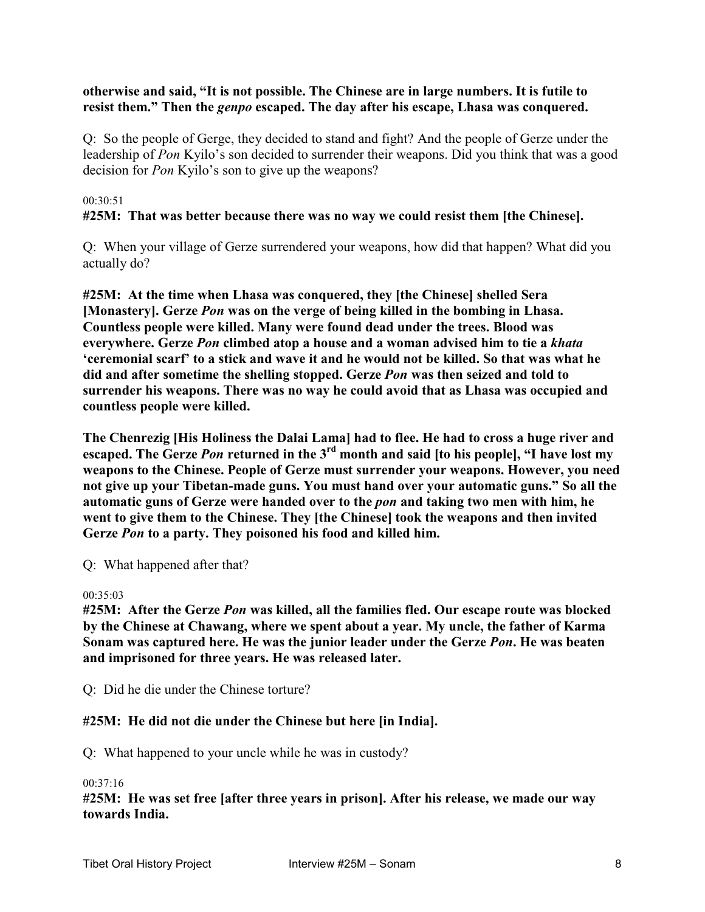**otherwise and said, "It is not possible. The Chinese are in large numbers. It is futile to resist them." Then the *genpo* escaped. The day after his escape, Lhasa was conquered.**

Q: So the people of Gerge, they decided to stand and fight? And the people of Gerze under the leadership of *Pon* Kyilo's son decided to surrender their weapons. Did you think that was a good decision for *Pon* Kyilo's son to give up the weapons?

00:30:51

**#25M: That was better because there was no way we could resist them [the Chinese].**

Q: When your village of Gerze surrendered your weapons, how did that happen? What did you actually do?

**#25M: At the time when Lhasa was conquered, they [the Chinese] shelled Sera [Monastery]. Gerze *Pon* was on the verge of being killed in the bombing in Lhasa. Countless people were killed. Many were found dead under the trees. Blood was everywhere. Gerze *Pon* climbed atop a house and a woman advised him to tie a *khata* 'ceremonial scarf' to a stick and wave it and he would not be killed. So that was what he did and after sometime the shelling stopped. Gerze *Pon* was then seized and told to surrender his weapons. There was no way he could avoid that as Lhasa was occupied and countless people were killed.**

**The Chenrezig [His Holiness the Dalai Lama] had to flee. He had to cross a huge river and escaped. The Gerze *Pon* returned in the 3rd month and said [to his people], "I have lost my weapons to the Chinese. People of Gerze must surrender your weapons. However, you need not give up your Tibetan-made guns. You must hand over your automatic guns." So all the automatic guns of Gerze were handed over to the *pon* and taking two men with him, he went to give them to the Chinese. They [the Chinese] took the weapons and then invited Gerze *Pon* to a party. They poisoned his food and killed him.**

Q: What happened after that?

00:35:03

**#25M: After the Gerze *Pon* was killed, all the families fled. Our escape route was blocked by the Chinese at Chawang, where we spent about a year. My uncle, the father of Karma Sonam was captured here. He was the junior leader under the Gerze *Pon*. He was beaten and imprisoned for three years. He was released later.**

Q: Did he die under the Chinese torture?

**#25M: He did not die under the Chinese but here [in India].**

Q: What happened to your uncle while he was in custody?

00:37:16

**#25M: He was set free [after three years in prison]. After his release, we made our way towards India.**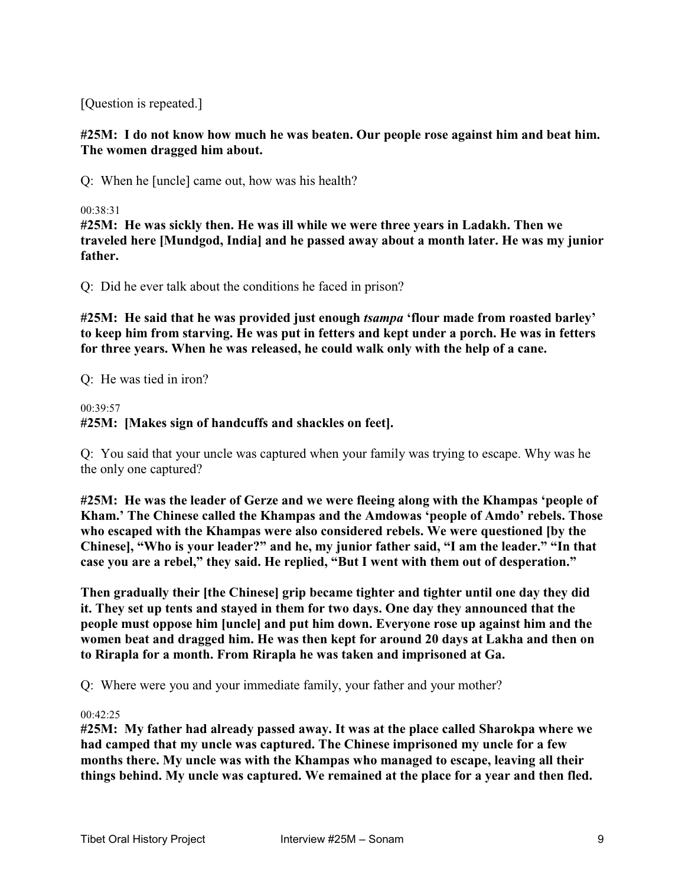[Question is repeated.]

**#25M: I do not know how much he was beaten. Our people rose against him and beat him. The women dragged him about.**

Q: When he [uncle] came out, how was his health?

00:38:31

**#25M: He was sickly then. He was ill while we were three years in Ladakh. Then we traveled here [Mundgod, India] and he passed away about a month later. He was my junior father.**

Q: Did he ever talk about the conditions he faced in prison?

**#25M: He said that he was provided just enough *tsampa* 'flour made from roasted barley' to keep him from starving. He was put in fetters and kept under a porch. He was in fetters for three years. When he was released, he could walk only with the help of a cane.**

Q: He was tied in iron?

00:39:57

**#25M: [Makes sign of handcuffs and shackles on feet].**

Q: You said that your uncle was captured when your family was trying to escape. Why was he the only one captured?

**#25M: He was the leader of Gerze and we were fleeing along with the Khampas 'people of Kham.' The Chinese called the Khampas and the Amdowas 'people of Amdo' rebels. Those who escaped with the Khampas were also considered rebels. We were questioned [by the Chinese], "Who is your leader?" and he, my junior father said, "I am the leader." "In that case you are a rebel," they said. He replied, "But I went with them out of desperation."**

**Then gradually their [the Chinese] grip became tighter and tighter until one day they did it. They set up tents and stayed in them for two days. One day they announced that the people must oppose him [uncle] and put him down. Everyone rose up against him and the women beat and dragged him. He was then kept for around 20 days at Lakha and then on to Rirapla for a month. From Rirapla he was taken and imprisoned at Ga.**

Q: Where were you and your immediate family, your father and your mother?

00:42:25

**#25M: My father had already passed away. It was at the place called Sharokpa where we had camped that my uncle was captured. The Chinese imprisoned my uncle for a few months there. My uncle was with the Khampas who managed to escape, leaving all their things behind. My uncle was captured. We remained at the place for a year and then fled.**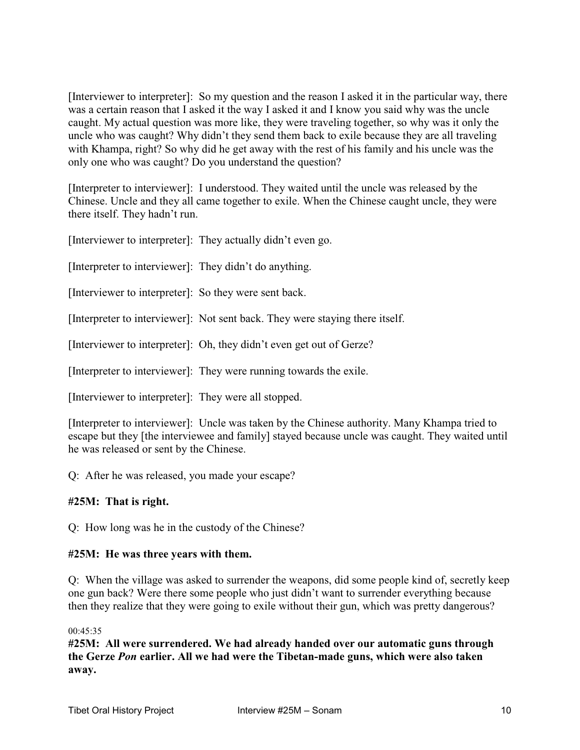[Interviewer to interpreter]: So my question and the reason I asked it in the particular way, there was a certain reason that I asked it the way I asked it and I know you said why was the uncle caught. My actual question was more like, they were traveling together, so why was it only the uncle who was caught? Why didn't they send them back to exile because they are all traveling with Khampa, right? So why did he get away with the rest of his family and his uncle was the only one who was caught? Do you understand the question?

[Interpreter to interviewer]: I understood. They waited until the uncle was released by the Chinese. Uncle and they all came together to exile. When the Chinese caught uncle, they were there itself. They hadn't run.

[Interviewer to interpreter]: They actually didn't even go.

[Interpreter to interviewer]: They didn't do anything.

[Interviewer to interpreter]: So they were sent back.

[Interpreter to interviewer]: Not sent back. They were staying there itself.

[Interviewer to interpreter]: Oh, they didn't even get out of Gerze?

[Interpreter to interviewer]: They were running towards the exile.

[Interviewer to interpreter]: They were all stopped.

[Interpreter to interviewer]: Uncle was taken by the Chinese authority. Many Khampa tried to escape but they [the interviewee and family] stayed because uncle was caught. They waited until he was released or sent by the Chinese.

Q: After he was released, you made your escape?

**#25M: That is right.**

Q: How long was he in the custody of the Chinese?

**#25M: He was three years with them.**

Q: When the village was asked to surrender the weapons, did some people kind of, secretly keep one gun back? Were there some people who just didn't want to surrender everything because then they realize that they were going to exile without their gun, which was pretty dangerous?

00:45:35

**#25M: All were surrendered. We had already handed over our automatic guns through the Gerze *Pon* earlier. All we had were the Tibetan-made guns, which were also taken away.**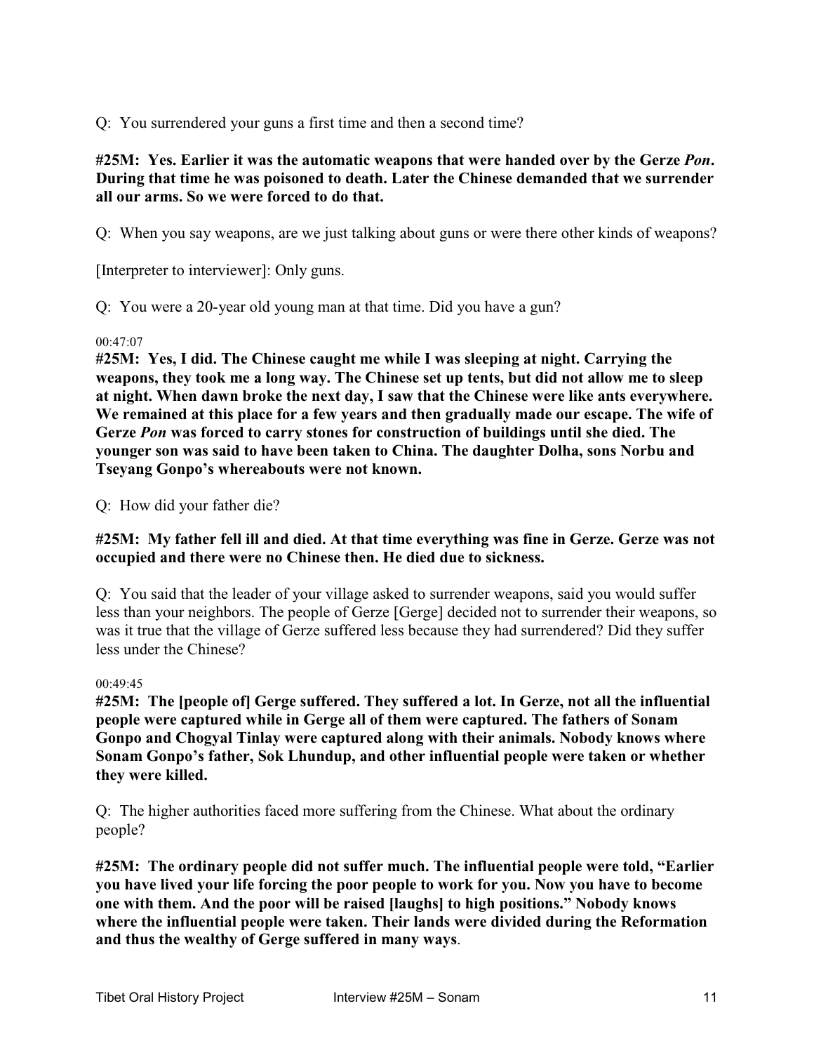Q: You surrendered your guns a first time and then a second time?

**#25M: Yes. Earlier it was the automatic weapons that were handed over by the Gerze *Pon*. During that time he was poisoned to death. Later the Chinese demanded that we surrender all our arms. So we were forced to do that.**

Q: When you say weapons, are we just talking about guns or were there other kinds of weapons?

[Interpreter to interviewer]: Only guns.

Q: You were a 20-year old young man at that time. Did you have a gun?

00:47:07

**#25M: Yes, I did. The Chinese caught me while I was sleeping at night. Carrying the weapons, they took me a long way. The Chinese set up tents, but did not allow me to sleep at night. When dawn broke the next day, I saw that the Chinese were like ants everywhere. We remained at this place for a few years and then gradually made our escape. The wife of Gerze *Pon* was forced to carry stones for construction of buildings until she died. The younger son was said to have been taken to China. The daughter Dolha, sons Norbu and Tseyang Gonpo's whereabouts were not known.**

Q: How did your father die?

**#25M: My father fell ill and died. At that time everything was fine in Gerze. Gerze was not occupied and there were no Chinese then. He died due to sickness.**

Q: You said that the leader of your village asked to surrender weapons, said you would suffer less than your neighbors. The people of Gerze [Gerge] decided not to surrender their weapons, so was it true that the village of Gerze suffered less because they had surrendered? Did they suffer less under the Chinese?

00:49:45

**#25M: The [people of] Gerge suffered. They suffered a lot. In Gerze, not all the influential people were captured while in Gerge all of them were captured. The fathers of Sonam Gonpo and Chogyal Tinlay were captured along with their animals. Nobody knows where Sonam Gonpo's father, Sok Lhundup, and other influential people were taken or whether they were killed.**

Q: The higher authorities faced more suffering from the Chinese. What about the ordinary people?

**#25M: The ordinary people did not suffer much. The influential people were told, "Earlier you have lived your life forcing the poor people to work for you. Now you have to become one with them. And the poor will be raised [laughs] to high positions." Nobody knows where the influential people were taken. Their lands were divided during the Reformation and thus the wealthy of Gerge suffered in many ways**.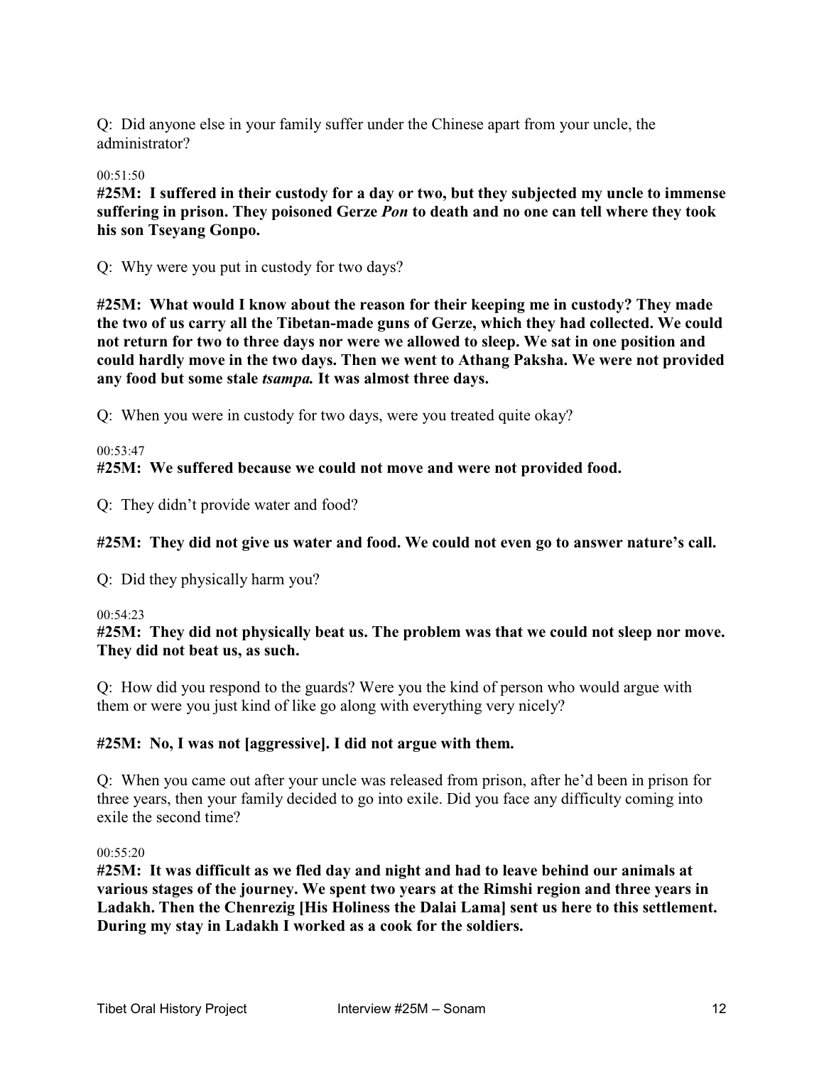Q: Did anyone else in your family suffer under the Chinese apart from your uncle, the administrator?

00:51:50

**#25M: I suffered in their custody for a day or two, but they subjected my uncle to immense suffering in prison. They poisoned Gerze *Pon* to death and no one can tell where they took his son Tseyang Gonpo.**

Q: Why were you put in custody for two days?

**#25M: What would I know about the reason for their keeping me in custody? They made the two of us carry all the Tibetan-made guns of Gerze, which they had collected. We could not return for two to three days nor were we allowed to sleep. We sat in one position and could hardly move in the two days. Then we went to Athang Paksha. We were not provided any food but some stale *tsampa.* It was almost three days.**

Q: When you were in custody for two days, were you treated quite okay?

00:53:47

**#25M: We suffered because we could not move and were not provided food.**

Q: They didn't provide water and food?

**#25M: They did not give us water and food. We could not even go to answer nature's call.**

Q: Did they physically harm you?

00:54:23

**#25M: They did not physically beat us. The problem was that we could not sleep nor move. They did not beat us, as such.**

Q: How did you respond to the guards? Were you the kind of person who would argue with them or were you just kind of like go along with everything very nicely?

**#25M: No, I was not [aggressive]. I did not argue with them.**

Q: When you came out after your uncle was released from prison, after he'd been in prison for three years, then your family decided to go into exile. Did you face any difficulty coming into exile the second time?

00:55:20

**#25M: It was difficult as we fled day and night and had to leave behind our animals at various stages of the journey. We spent two years at the Rimshi region and three years in Ladakh. Then the Chenrezig [His Holiness the Dalai Lama] sent us here to this settlement. During my stay in Ladakh I worked as a cook for the soldiers.**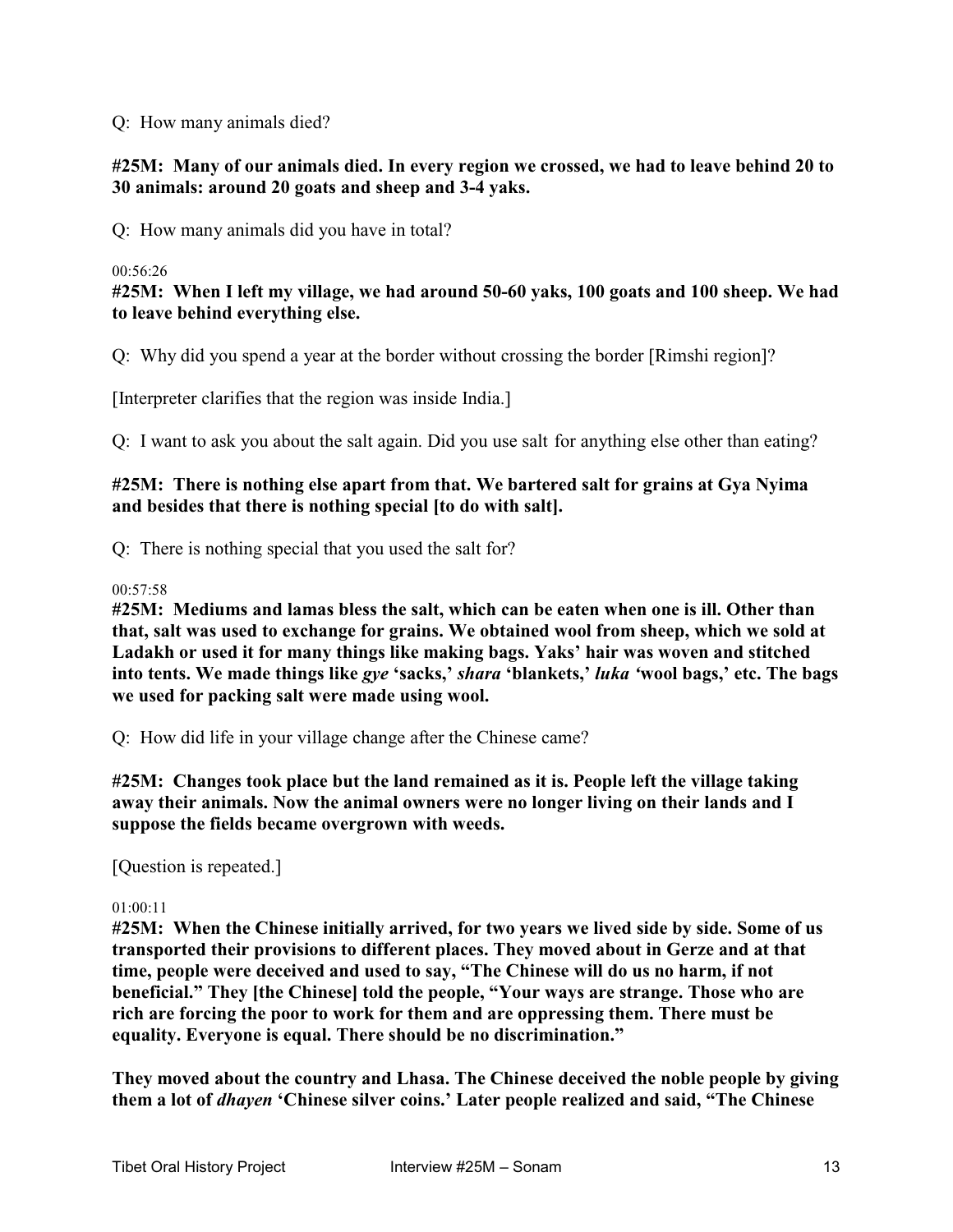Q: How many animals died?

**#25M: Many of our animals died. In every region we crossed, we had to leave behind 20 to 30 animals: around 20 goats and sheep and 3-4 yaks.**

Q: How many animals did you have in total?

00:56:26

**#25M: When I left my village, we had around 50-60 yaks, 100 goats and 100 sheep. We had to leave behind everything else.**

Q: Why did you spend a year at the border without crossing the border [Rimshi region]?

[Interpreter clarifies that the region was inside India.]

Q: I want to ask you about the salt again. Did you use salt for anything else other than eating?

**#25M: There is nothing else apart from that. We bartered salt for grains at Gya Nyima and besides that there is nothing special [to do with salt].**

Q: There is nothing special that you used the salt for?

00:57:58

**#25M: Mediums and lamas bless the salt, which can be eaten when one is ill. Other than that, salt was used to exchange for grains. We obtained wool from sheep, which we sold at Ladakh or used it for many things like making bags. Yaks' hair was woven and stitched into tents. We made things like *gye* 'sacks,' *shara* 'blankets,' *luka* 'wool bags,' etc. The bags we used for packing salt were made using wool.**

Q: How did life in your village change after the Chinese came?

**#25M: Changes took place but the land remained as it is. People left the village taking away their animals. Now the animal owners were no longer living on their lands and I suppose the fields became overgrown with weeds.**

[Question is repeated.]

01:00:11

**#25M: When the Chinese initially arrived, for two years we lived side by side. Some of us transported their provisions to different places. They moved about in Gerze and at that time, people were deceived and used to say, "The Chinese will do us no harm, if not beneficial." They [the Chinese] told the people, "Your ways are strange. Those who are rich are forcing the poor to work for them and are oppressing them. There must be equality. Everyone is equal. There should be no discrimination."**

**They moved about the country and Lhasa. The Chinese deceived the noble people by giving them a lot of *dhayen* 'Chinese silver coins.' Later people realized and said, "The Chinese**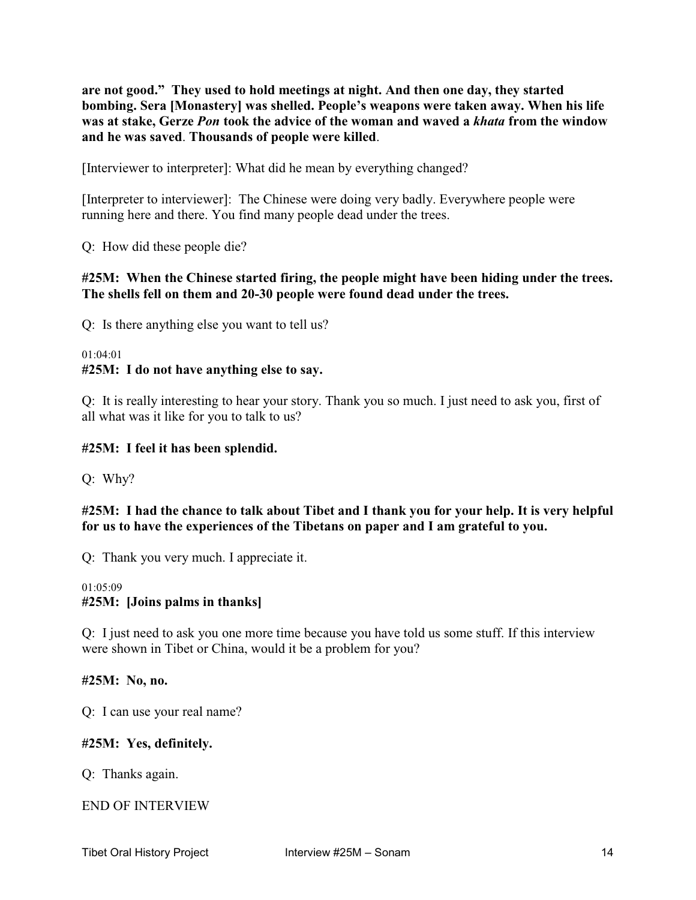**are not good." They used to hold meetings at night. And then one day, they started bombing. Sera [Monastery] was shelled. People's weapons were taken away. When his life was at stake, Gerze *Pon* took the advice of the woman and waved a *khata* from the window and he was saved**. **Thousands of people were killed**.

[Interviewer to interpreter]: What did he mean by everything changed?

[Interpreter to interviewer]: The Chinese were doing very badly. Everywhere people were running here and there. You find many people dead under the trees.

Q: How did these people die?

**#25M: When the Chinese started firing, the people might have been hiding under the trees. The shells fell on them and 20-30 people were found dead under the trees.**

Q: Is there anything else you want to tell us?

01:04:01
**#25M: I do not have anything else to say.**

Q: It is really interesting to hear your story. Thank you so much. I just need to ask you, first of all what was it like for you to talk to us?

**#25M: I feel it has been splendid.**

Q: Why?

**#25M: I had the chance to talk about Tibet and I thank you for your help. It is very helpful for us to have the experiences of the Tibetans on paper and I am grateful to you.**

Q: Thank you very much. I appreciate it.

01:05:09
**#25M: [Joins palms in thanks]**

Q: I just need to ask you one more time because you have told us some stuff. If this interview were shown in Tibet or China, would it be a problem for you?

**#25M: No, no.**

Q: I can use your real name?

**#25M: Yes, definitely.**

Q: Thanks again.

END OF INTERVIEW